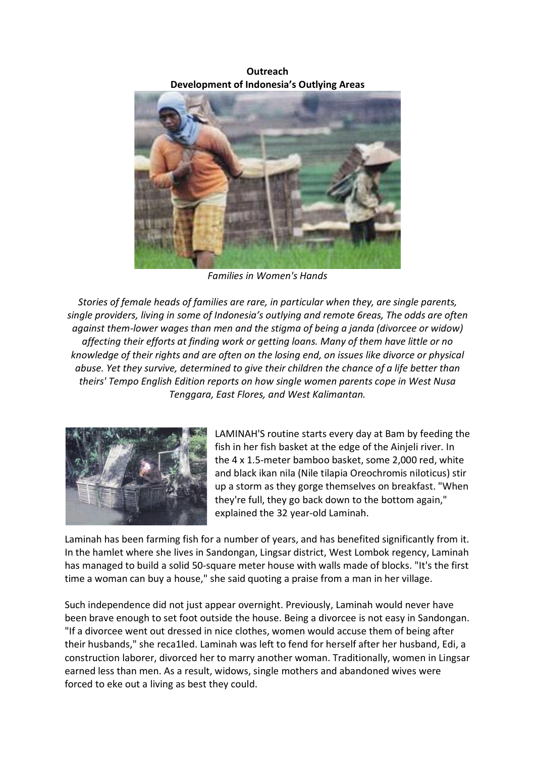**Outreach**
**Development of Indonesia's Outlying Areas**

*Families in Women's Hands*

*Stories of female heads of families are rare, in particular when they, are single parents, single providers, living in some of Indonesia's outlying and remote 6reas, The odds are often against them-lower wages than men and the stigma of being a janda (divorcee or widow) affecting their efforts at finding work or getting loans. Many of them have little or no knowledge of their rights and are often on the losing end, on issues like divorce or physical abuse. Yet they survive, determined to give their children the chance of a life better than theirs' Tempo English Edition reports on how single women parents cope in West Nusa Tenggara, East Flores, and West Kalimantan.*

LAMINAH'S routine starts every day at Bam by feeding the fish in her fish basket at the edge of the Ainjeli river. In the 4 x 1.5-meter bamboo basket, some 2,000 red, white and black ikan nila (Nile tilapia Oreochromis niloticus) stir up a storm as they gorge themselves on breakfast. "When they're full, they go back down to the bottom again," explained the 32 year-old Laminah.

Laminah has been farming fish for a number of years, and has benefited significantly from it. In the hamlet where she lives in Sandongan, Lingsar district, West Lombok regency, Laminah has managed to build a solid 50-square meter house with walls made of blocks. "It's the first time a woman can buy a house," she said quoting a praise from a man in her village.

Such independence did not just appear overnight. Previously, Laminah would never have been brave enough to set foot outside the house. Being a divorcee is not easy in Sandongan. "If a divorcee went out dressed in nice clothes, women would accuse them of being after their husbands," she reca1led. Laminah was left to fend for herself after her husband, Edi, a construction laborer, divorced her to marry another woman. Traditionally, women in Lingsar earned less than men. As a result, widows, single mothers and abandoned wives were forced to eke out a living as best they could.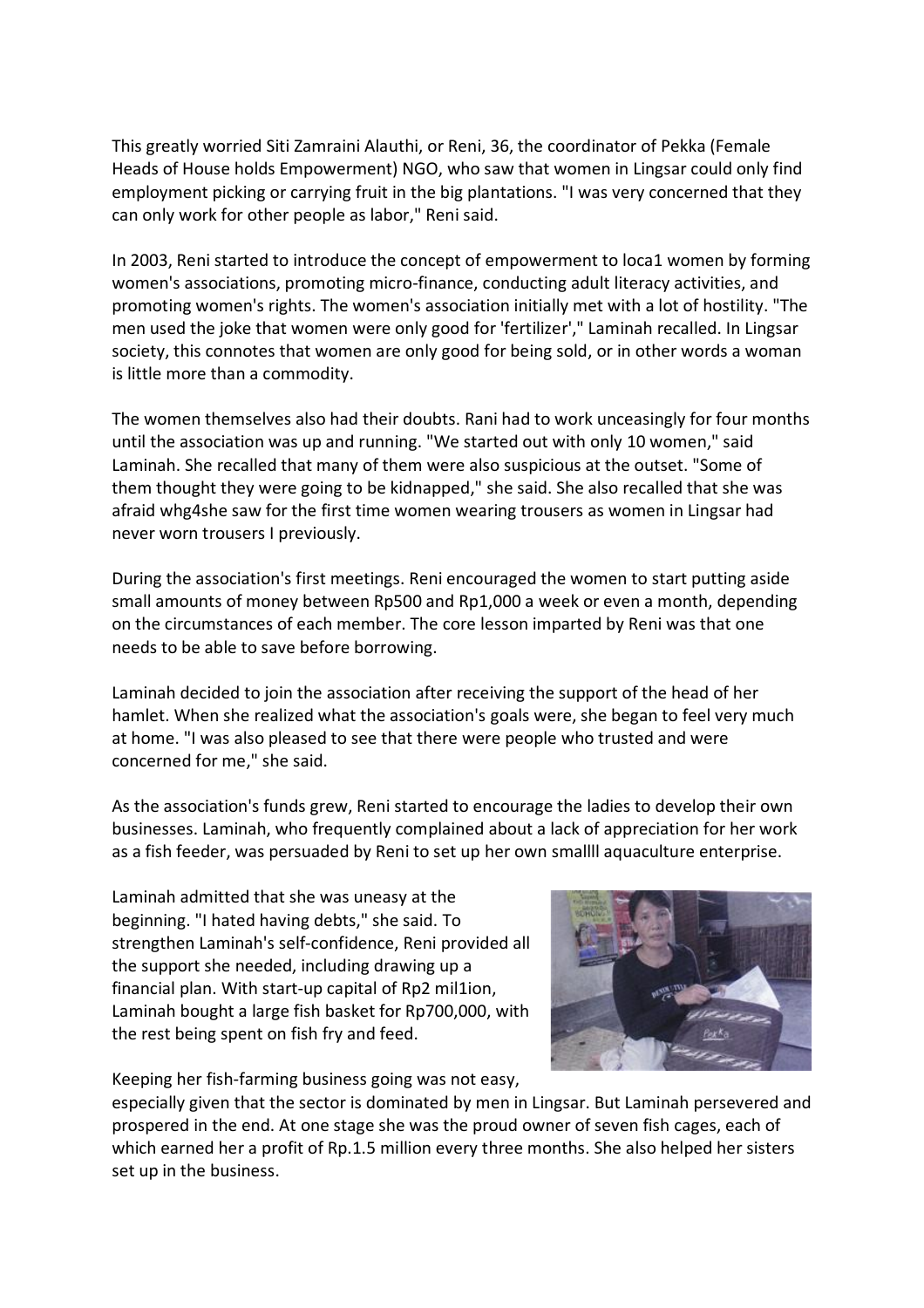This greatly worried Siti Zamraini Alauthi, or Reni, 36, the coordinator of Pekka (Female Heads of House holds Empowerment) NGO, who saw that women in Lingsar could only find employment picking or carrying fruit in the big plantations. "I was very concerned that they can only work for other people as labor," Reni said.

In 2003, Reni started to introduce the concept of empowerment to loca1 women by forming women's associations, promoting micro-finance, conducting adult literacy activities, and promoting women's rights. The women's association initially met with a lot of hostility. "The men used the joke that women were only good for 'fertilizer'," Laminah recalled. In Lingsar society, this connotes that women are only good for being sold, or in other words a woman is little more than a commodity.

The women themselves also had their doubts. Rani had to work unceasingly for four months until the association was up and running. "We started out with only 10 women," said Laminah. She recalled that many of them were also suspicious at the outset. "Some of them thought they were going to be kidnapped," she said. She also recalled that she was afraid whg4she saw for the first time women wearing trousers as women in Lingsar had never worn trousers I previously.

During the association's first meetings. Reni encouraged the women to start putting aside small amounts of money between Rp500 and Rp1,000 a week or even a month, depending on the circumstances of each member. The core lesson imparted by Reni was that one needs to be able to save before borrowing.

Laminah decided to join the association after receiving the support of the head of her hamlet. When she realized what the association's goals were, she began to feel very much at home. "I was also pleased to see that there were people who trusted and were concerned for me," she said.

As the association's funds grew, Reni started to encourage the ladies to develop their own businesses. Laminah, who frequently complained about a lack of appreciation for her work as a fish feeder, was persuaded by Reni to set up her own smallll aquaculture enterprise.

Laminah admitted that she was uneasy at the beginning. "I hated having debts," she said. To strengthen Laminah's self-confidence, Reni provided all the support she needed, including drawing up a financial plan. With start-up capital of Rp2 mil1ion, Laminah bought a large fish basket for Rp700,000, with the rest being spent on fish fry and feed.

Keeping her fish-farming business going was not easy, especially given that the sector is dominated by men in Lingsar. But Laminah persevered and prospered in the end. At one stage she was the proud owner of seven fish cages, each of which earned her a profit of Rp.1.5 million every three months. She also helped her sisters set up in the business.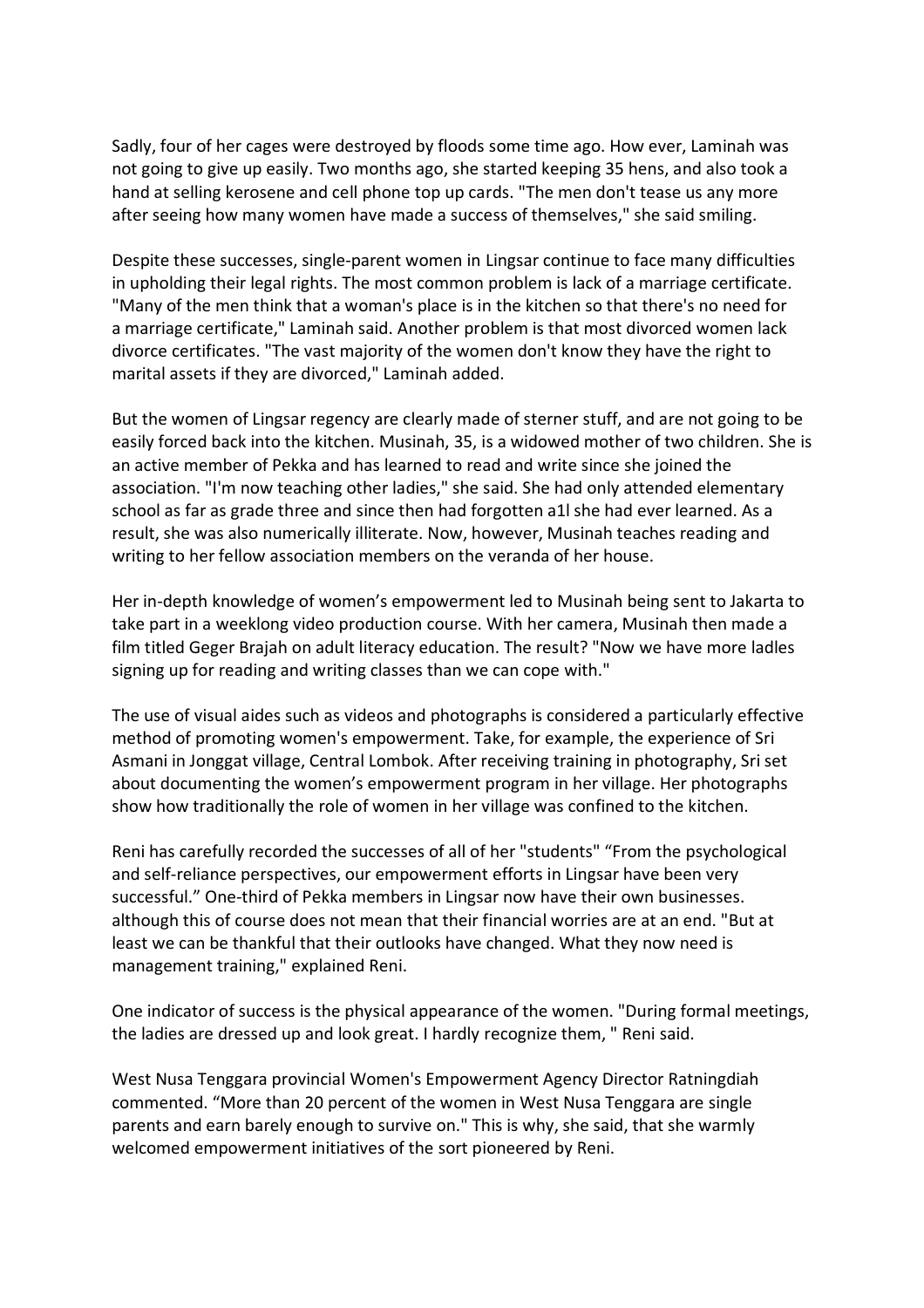Sadly, four of her cages were destroyed by floods some time ago. How ever, Laminah was not going to give up easily. Two months ago, she started keeping 35 hens, and also took a hand at selling kerosene and cell phone top up cards. "The men don't tease us any more after seeing how many women have made a success of themselves," she said smiling.

Despite these successes, single-parent women in Lingsar continue to face many difficulties in upholding their legal rights. The most common problem is lack of a marriage certificate. "Many of the men think that a woman's place is in the kitchen so that there's no need for a marriage certificate," Laminah said. Another problem is that most divorced women lack divorce certificates. "The vast majority of the women don't know they have the right to marital assets if they are divorced," Laminah added.

But the women of Lingsar regency are clearly made of sterner stuff, and are not going to be easily forced back into the kitchen. Musinah, 35, is a widowed mother of two children. She is an active member of Pekka and has learned to read and write since she joined the association. "I'm now teaching other ladies," she said. She had only attended elementary school as far as grade three and since then had forgotten a1l she had ever learned. As a result, she was also numerically illiterate. Now, however, Musinah teaches reading and writing to her fellow association members on the veranda of her house.

Her in-depth knowledge of women's empowerment led to Musinah being sent to Jakarta to take part in a weeklong video production course. With her camera, Musinah then made a film titled Geger Brajah on adult literacy education. The result? "Now we have more ladles signing up for reading and writing classes than we can cope with."

The use of visual aides such as videos and photographs is considered a particularly effective method of promoting women's empowerment. Take, for example, the experience of Sri Asmani in Jonggat village, Central Lombok. After receiving training in photography, Sri set about documenting the women's empowerment program in her village. Her photographs show how traditionally the role of women in her village was confined to the kitchen.

Reni has carefully recorded the successes of all of her "students" "From the psychological and self-reliance perspectives, our empowerment efforts in Lingsar have been very successful." One-third of Pekka members in Lingsar now have their own businesses. although this of course does not mean that their financial worries are at an end. "But at least we can be thankful that their outlooks have changed. What they now need is management training," explained Reni.

One indicator of success is the physical appearance of the women. "During formal meetings, the ladies are dressed up and look great. I hardly recognize them, " Reni said.

West Nusa Tenggara provincial Women's Empowerment Agency Director Ratningdiah commented. "More than 20 percent of the women in West Nusa Tenggara are single parents and earn barely enough to survive on." This is why, she said, that she warmly welcomed empowerment initiatives of the sort pioneered by Reni.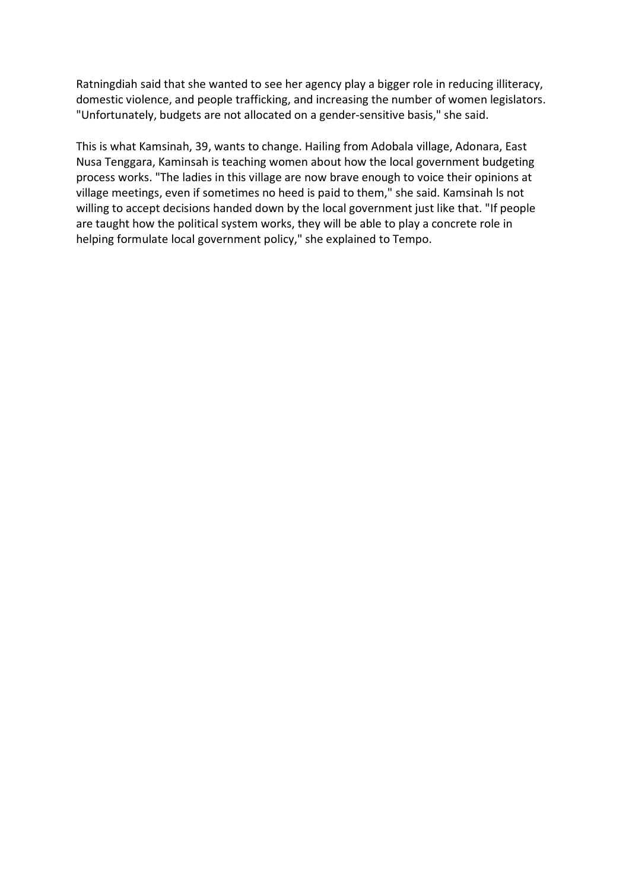Ratningdiah said that she wanted to see her agency play a bigger role in reducing illiteracy, domestic violence, and people trafficking, and increasing the number of women legislators. "Unfortunately, budgets are not allocated on a gender-sensitive basis," she said.

This is what Kamsinah, 39, wants to change. Hailing from Adobala village, Adonara, East Nusa Tenggara, Kaminsah is teaching women about how the local government budgeting process works. "The ladies in this village are now brave enough to voice their opinions at village meetings, even if sometimes no heed is paid to them," she said. Kamsinah ls not willing to accept decisions handed down by the local government just like that. "If people are taught how the political system works, they will be able to play a concrete role in helping formulate local government policy," she explained to Tempo.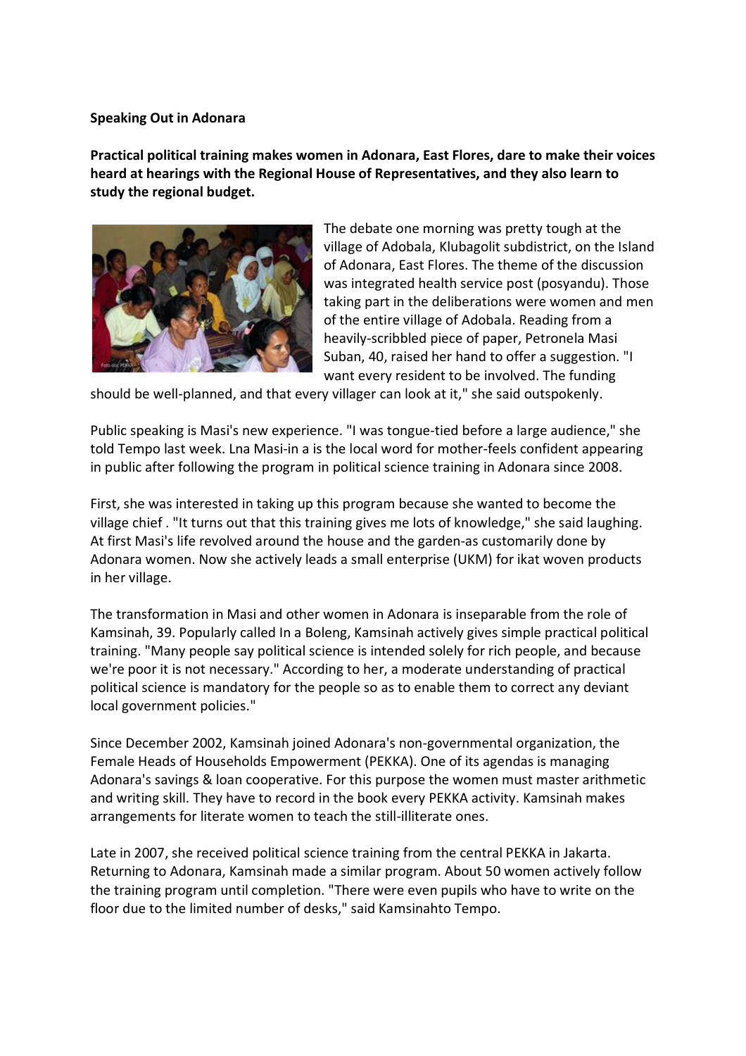**Speaking Out in Adonara**

**Practical political training makes women in Adonara, East Flores, dare to make their voices heard at hearings with the Regional House of Representatives, and they also learn to study the regional budget.**

The debate one morning was pretty tough at the village of Adobala, Klubagolit subdistrict, on the Island of Adonara, East Flores. The theme of the discussion was integrated health service post (posyandu). Those taking part in the deliberations were women and men of the entire village of Adobala. Reading from a heavily-scribbled piece of paper, Petronela Masi Suban, 40, raised her hand to offer a suggestion. "I want every resident to be involved. The funding should be well-planned, and that every villager can look at it," she said outspokenly.

Public speaking is Masi's new experience. "I was tongue-tied before a large audience," she told Tempo last week. Lna Masi-in a is the local word for mother-feels confident appearing in public after following the program in political science training in Adonara since 2008.

First, she was interested in taking up this program because she wanted to become the village chief . "It turns out that this training gives me lots of knowledge," she said laughing. At first Masi's life revolved around the house and the garden-as customarily done by Adonara women. Now she actively leads a small enterprise (UKM) for ikat woven products in her village.

The transformation in Masi and other women in Adonara is inseparable from the role of Kamsinah, 39. Popularly called In a Boleng, Kamsinah actively gives simple practical political training. "Many people say political science is intended solely for rich people, and because we're poor it is not necessary." According to her, a moderate understanding of practical political science is mandatory for the people so as to enable them to correct any deviant local government policies."

Since December 2002, Kamsinah joined Adonara's non-governmental organization, the Female Heads of Households Empowerment (PEKKA). One of its agendas is managing Adonara's savings & loan cooperative. For this purpose the women must master arithmetic and writing skill. They have to record in the book every PEKKA activity. Kamsinah makes arrangements for literate women to teach the still-illiterate ones.

Late in 2007, she received political science training from the central PEKKA in Jakarta. Returning to Adonara, Kamsinah made a similar program. About 50 women actively follow the training program until completion. "There were even pupils who have to write on the floor due to the limited number of desks," said Kamsinahto Tempo.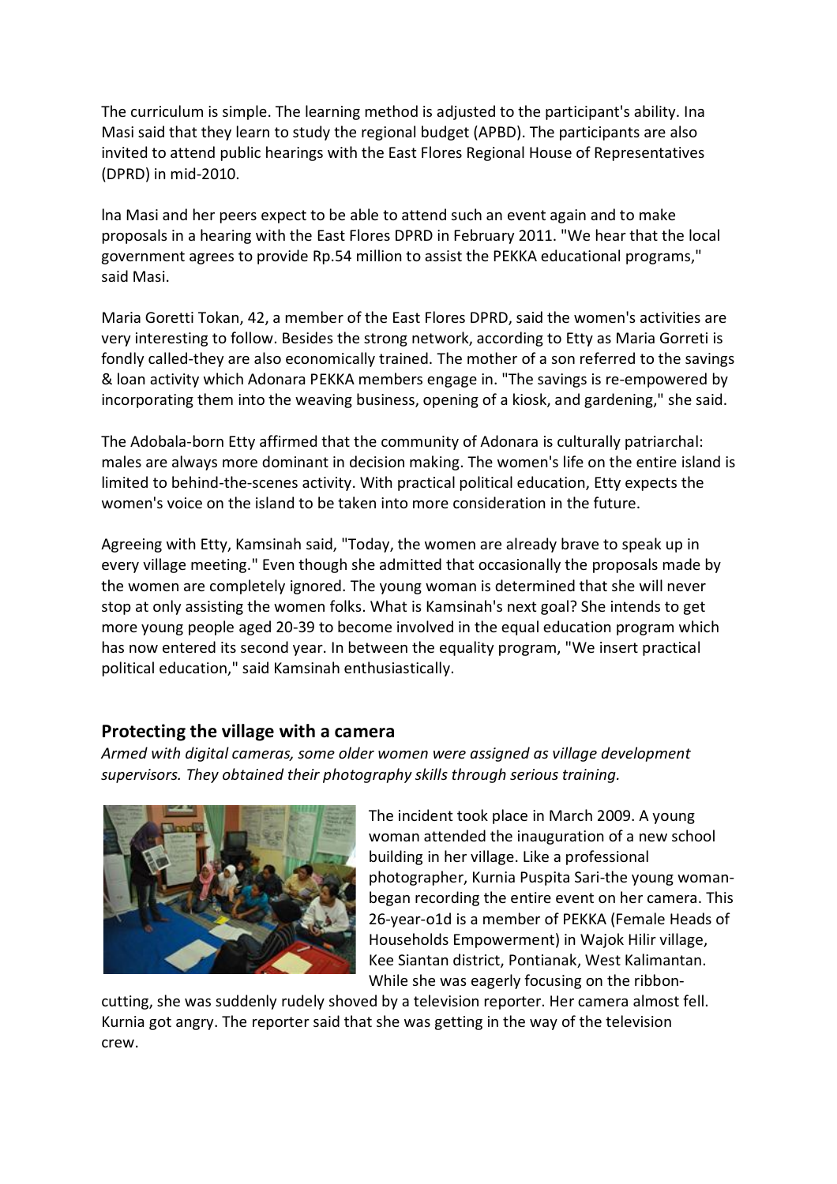The curriculum is simple. The learning method is adjusted to the participant's ability. Ina Masi said that they learn to study the regional budget (APBD). The participants are also invited to attend public hearings with the East Flores Regional House of Representatives (DPRD) in mid-2010.

lna Masi and her peers expect to be able to attend such an event again and to make proposals in a hearing with the East Flores DPRD in February 2011. "We hear that the local government agrees to provide Rp.54 million to assist the PEKKA educational programs," said Masi.

Maria Goretti Tokan, 42, a member of the East Flores DPRD, said the women's activities are very interesting to follow. Besides the strong network, according to Etty as Maria Gorreti is fondly called-they are also economically trained. The mother of a son referred to the savings & loan activity which Adonara PEKKA members engage in. "The savings is re-empowered by incorporating them into the weaving business, opening of a kiosk, and gardening," she said.

The Adobala-born Etty affirmed that the community of Adonara is culturally patriarchal: males are always more dominant in decision making. The women's life on the entire island is limited to behind-the-scenes activity. With practical political education, Etty expects the women's voice on the island to be taken into more consideration in the future.

Agreeing with Etty, Kamsinah said, "Today, the women are already brave to speak up in every village meeting." Even though she admitted that occasionally the proposals made by the women are completely ignored. The young woman is determined that she will never stop at only assisting the women folks. What is Kamsinah's next goal? She intends to get more young people aged 20-39 to become involved in the equal education program which has now entered its second year. In between the equality program, "We insert practical political education," said Kamsinah enthusiastically.

## Protecting the village with a camera

*Armed with digital cameras, some older women were assigned as village development supervisors. They obtained their photography skills through serious training.*

The incident took place in March 2009. A young woman attended the inauguration of a new school building in her village. Like a professional photographer, Kurnia Puspita Sari-the young woman-began recording the entire event on her camera. This 26-year-o1d is a member of PEKKA (Female Heads of Households Empowerment) in Wajok Hilir village, Kee Siantan district, Pontianak, West Kalimantan. While she was eagerly focusing on the ribbon-cutting, she was suddenly rudely shoved by a television reporter. Her camera almost fell. Kurnia got angry. The reporter said that she was getting in the way of the television crew.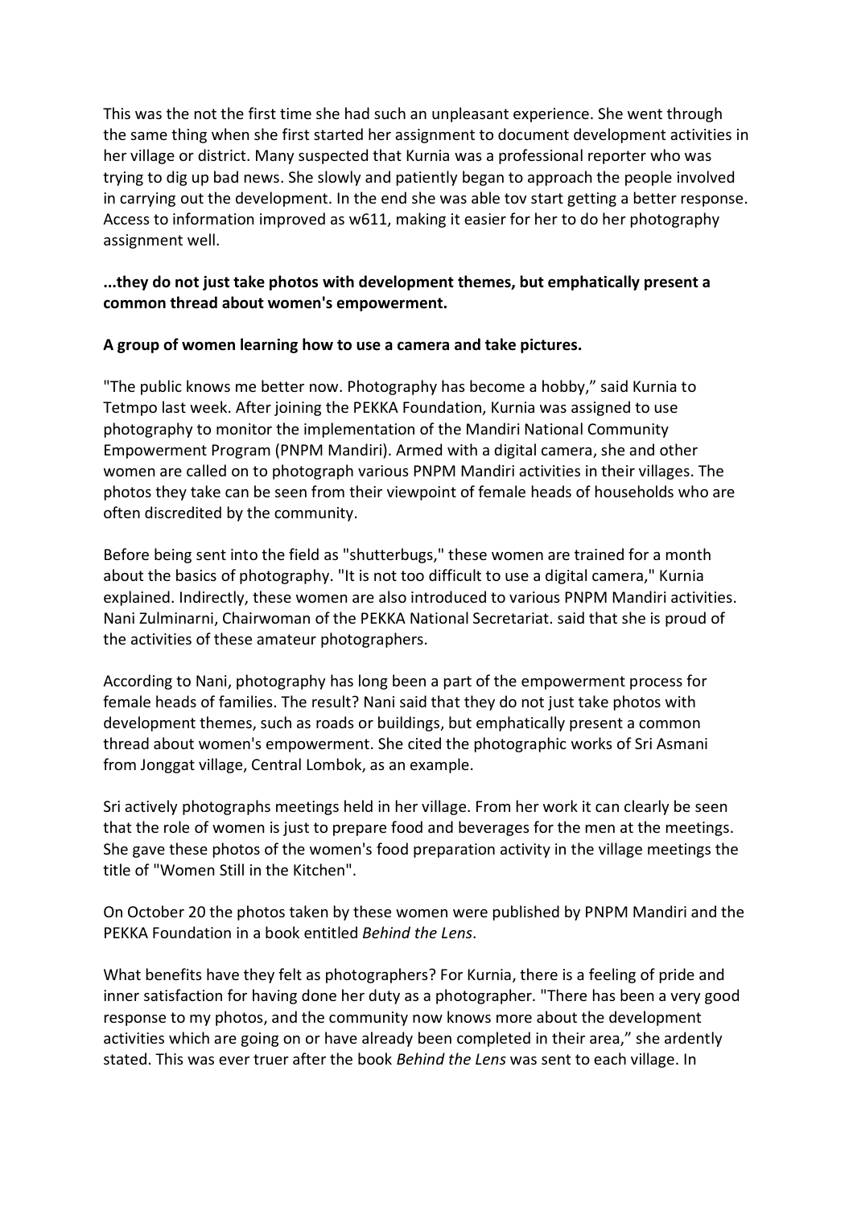This was the not the first time she had such an unpleasant experience. She went through the same thing when she first started her assignment to document development activities in her village or district. Many suspected that Kurnia was a professional reporter who was trying to dig up bad news. She slowly and patiently began to approach the people involved in carrying out the development. In the end she was able tov start getting a better response. Access to information improved as w611, making it easier for her to do her photography assignment well.

**...they do not just take photos with development themes, but emphatically present a common thread about women's empowerment.**

**A group of women learning how to use a camera and take pictures.**

"The public knows me better now. Photography has become a hobby," said Kurnia to Tetmpo last week. After joining the PEKKA Foundation, Kurnia was assigned to use photography to monitor the implementation of the Mandiri National Community Empowerment Program (PNPM Mandiri). Armed with a digital camera, she and other women are called on to photograph various PNPM Mandiri activities in their villages. The photos they take can be seen from their viewpoint of female heads of households who are often discredited by the community.

Before being sent into the field as "shutterbugs," these women are trained for a month about the basics of photography. "It is not too difficult to use a digital camera," Kurnia explained. Indirectly, these women are also introduced to various PNPM Mandiri activities. Nani Zulminarni, Chairwoman of the PEKKA National Secretariat. said that she is proud of the activities of these amateur photographers.

According to Nani, photography has long been a part of the empowerment process for female heads of families. The result? Nani said that they do not just take photos with development themes, such as roads or buildings, but emphatically present a common thread about women's empowerment. She cited the photographic works of Sri Asmani from Jonggat village, Central Lombok, as an example.

Sri actively photographs meetings held in her village. From her work it can clearly be seen that the role of women is just to prepare food and beverages for the men at the meetings. She gave these photos of the women's food preparation activity in the village meetings the title of "Women Still in the Kitchen".

On October 20 the photos taken by these women were published by PNPM Mandiri and the PEKKA Foundation in a book entitled *Behind the Lens*.

What benefits have they felt as photographers? For Kurnia, there is a feeling of pride and inner satisfaction for having done her duty as a photographer. "There has been a very good response to my photos, and the community now knows more about the development activities which are going on or have already been completed in their area," she ardently stated. This was ever truer after the book *Behind the Lens* was sent to each village. In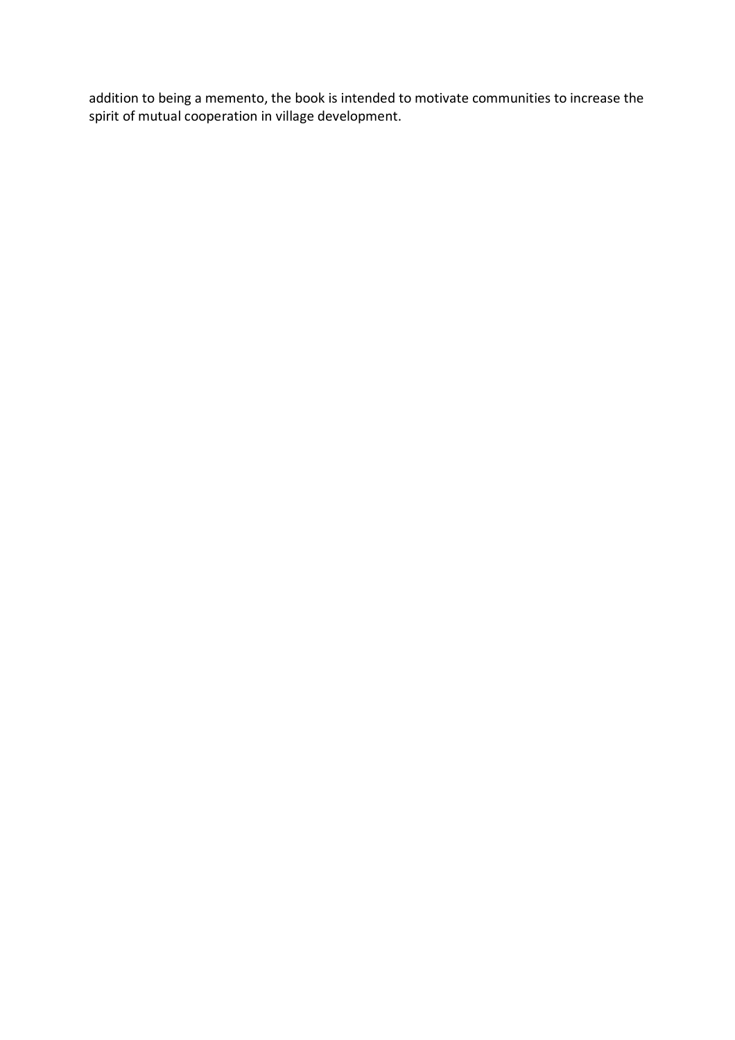addition to being a memento, the book is intended to motivate communities to increase the spirit of mutual cooperation in village development.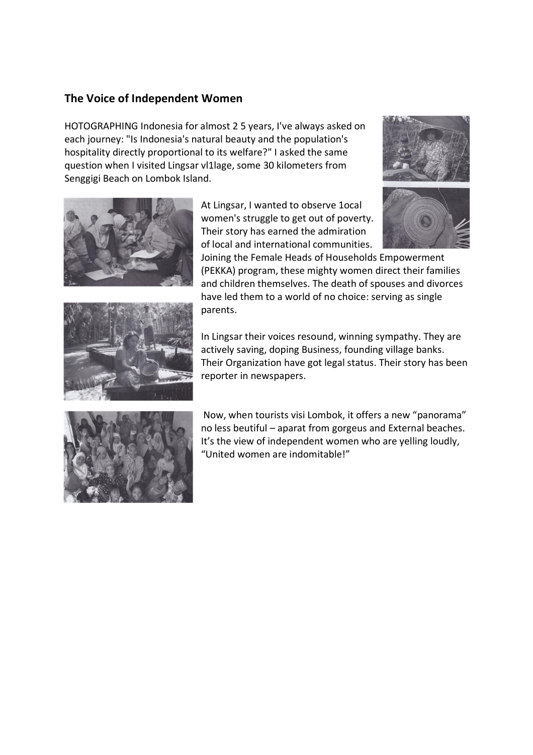## The Voice of Independent Women

HOTOGRAPHING Indonesia for almost 2 5 years, I've always asked on each journey: "Is Indonesia's natural beauty and the population's hospitality directly proportional to its welfare?" I asked the same question when I visited Lingsar vl1lage, some 30 kilometers from Senggigi Beach on Lombok Island.

At Lingsar, I wanted to observe 1ocal women's struggle to get out of poverty. Their story has earned the admiration of local and international communities. Joining the Female Heads of Households Empowerment (PEKKA) program, these mighty women direct their families and children themselves. The death of spouses and divorces have led them to a world of no choice: serving as single parents.

In Lingsar their voices resound, winning sympathy. They are actively saving, doping Business, founding village banks. Their Organization have got legal status. Their story has been reporter in newspapers.

Now, when tourists visi Lombok, it offers a new "panorama" no less beutiful – aparat from gorgeus and External beaches. It's the view of independent women who are yelling loudly, "United women are indomitable!"